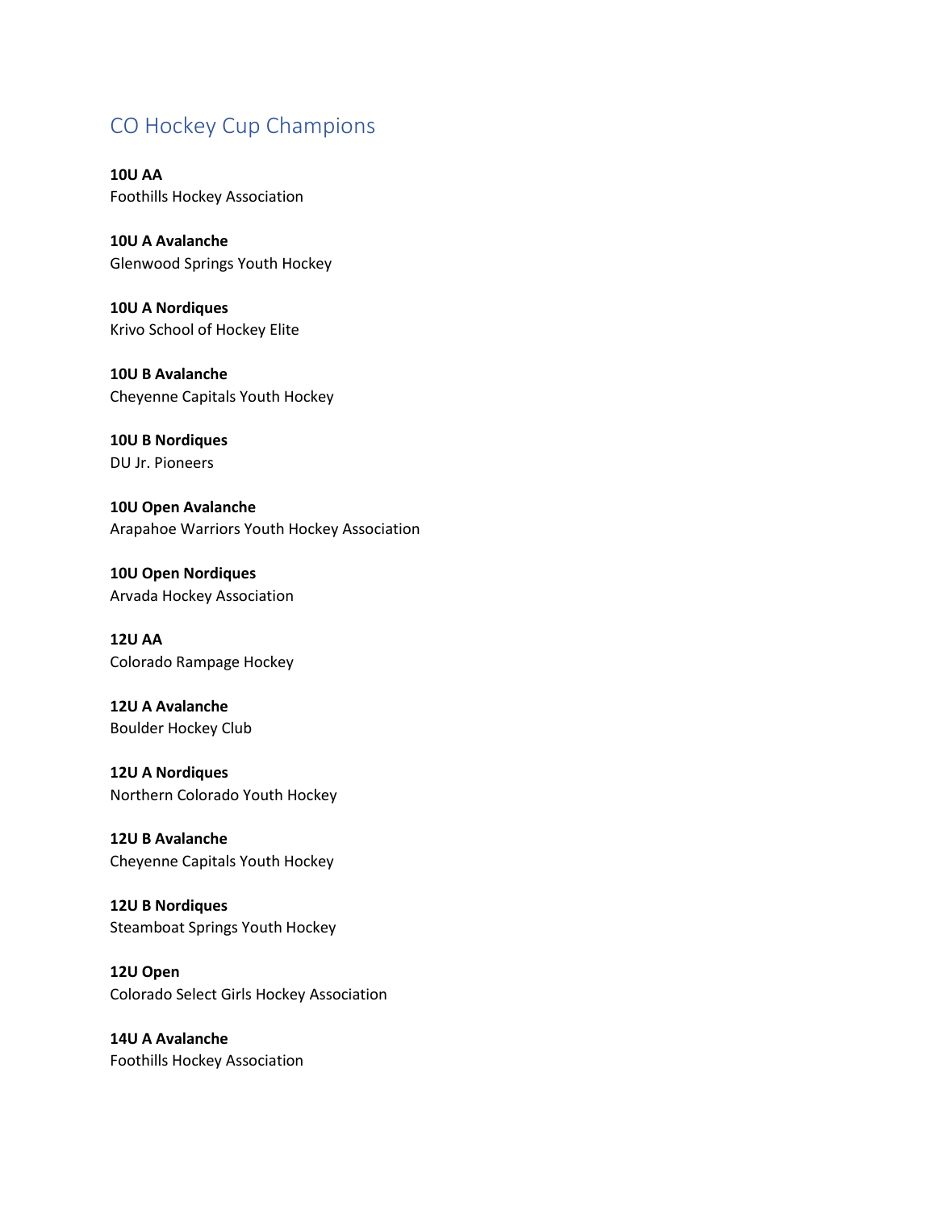# CO Hockey Cup Champions

**10U AA**
Foothills Hockey Association

**10U A Avalanche**
Glenwood Springs Youth Hockey

**10U A Nordiques**
Krivo School of Hockey Elite

**10U B Avalanche**
Cheyenne Capitals Youth Hockey

**10U B Nordiques**
DU Jr. Pioneers

**10U Open Avalanche**
Arapahoe Warriors Youth Hockey Association

**10U Open Nordiques**
Arvada Hockey Association

**12U AA**
Colorado Rampage Hockey

**12U A Avalanche**
Boulder Hockey Club

**12U A Nordiques**
Northern Colorado Youth Hockey

**12U B Avalanche**
Cheyenne Capitals Youth Hockey

**12U B Nordiques**
Steamboat Springs Youth Hockey

**12U Open**
Colorado Select Girls Hockey Association

**14U A Avalanche**
Foothills Hockey Association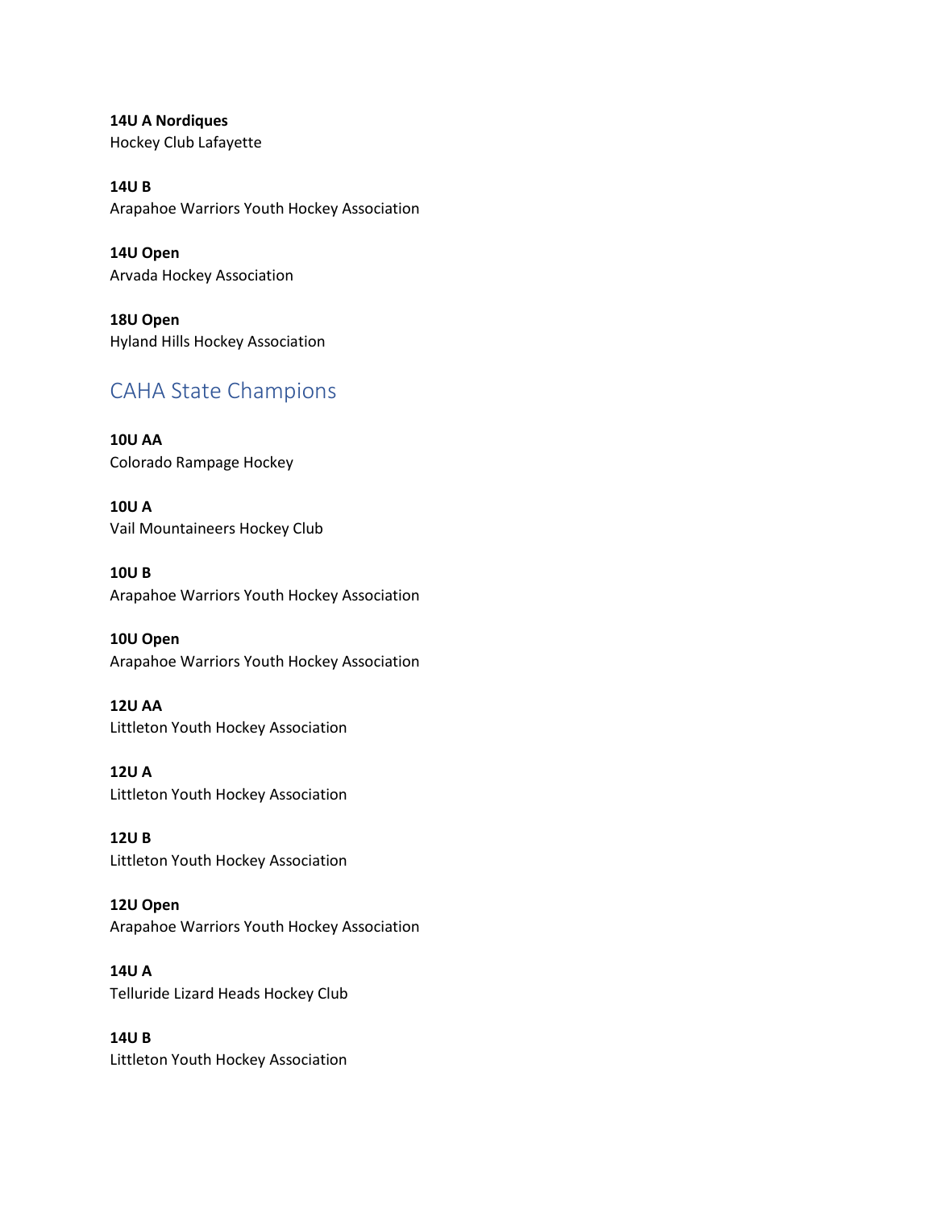**14U A Nordiques**
Hockey Club Lafayette

**14U B**
Arapahoe Warriors Youth Hockey Association

**14U Open**
Arvada Hockey Association

**18U Open**
Hyland Hills Hockey Association

## CAHA State Champions

**10U AA**
Colorado Rampage Hockey

**10U A**
Vail Mountaineers Hockey Club

**10U B**
Arapahoe Warriors Youth Hockey Association

**10U Open**
Arapahoe Warriors Youth Hockey Association

**12U AA**
Littleton Youth Hockey Association

**12U A**
Littleton Youth Hockey Association

**12U B**
Littleton Youth Hockey Association

**12U Open**
Arapahoe Warriors Youth Hockey Association

**14U A**
Telluride Lizard Heads Hockey Club

**14U B**
Littleton Youth Hockey Association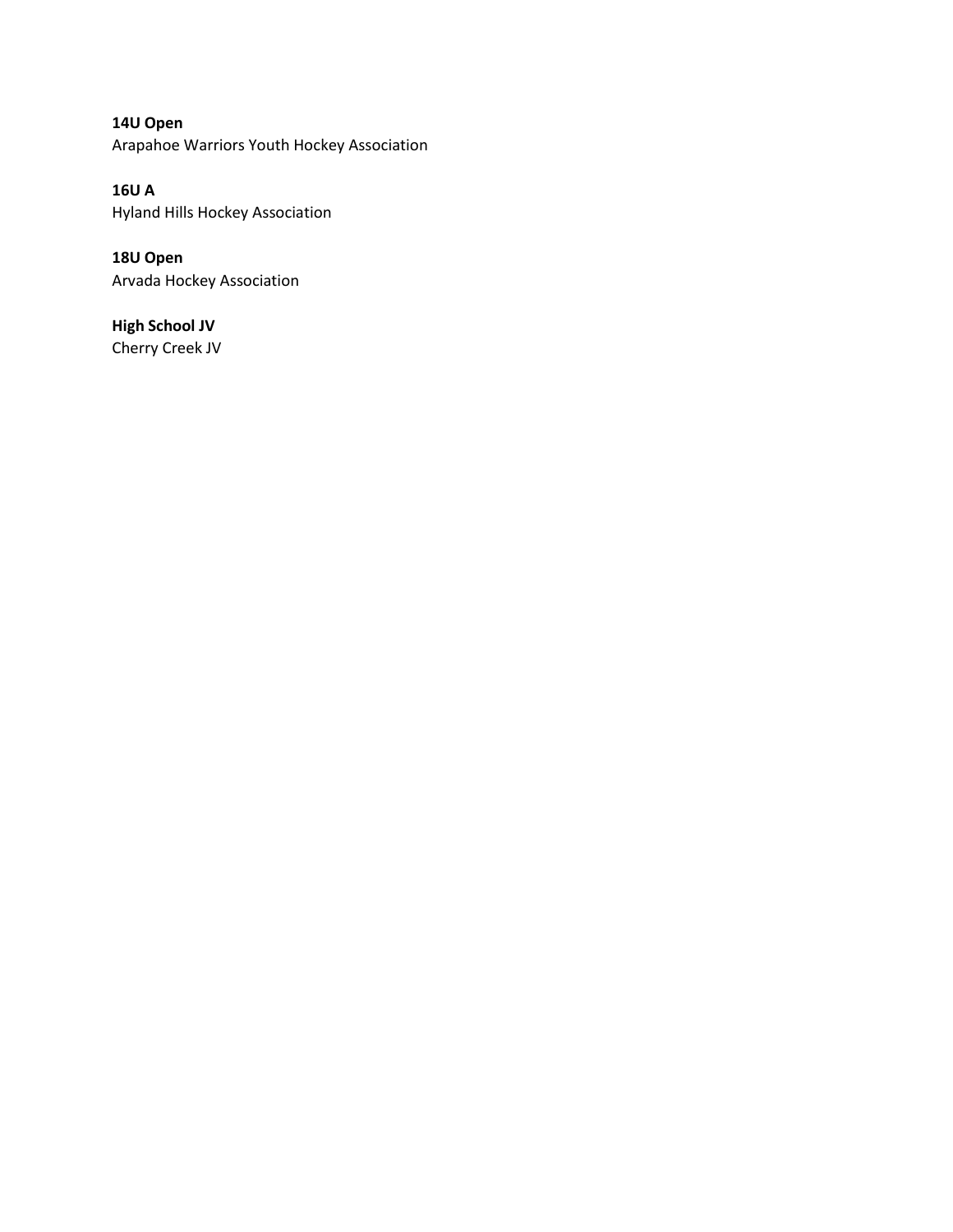**14U Open**
Arapahoe Warriors Youth Hockey Association

**16U A**
Hyland Hills Hockey Association

**18U Open**
Arvada Hockey Association

**High School JV**
Cherry Creek JV